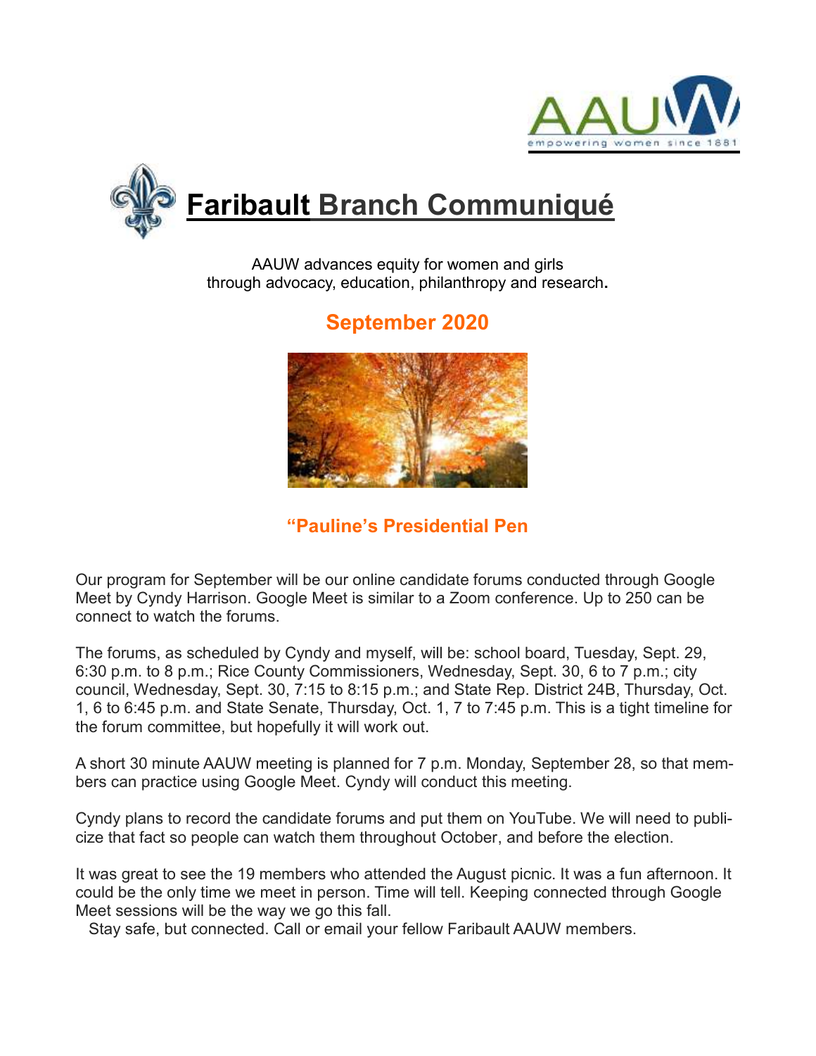# Faribault Branch Communiqué

AAUW advances equity for women and girls
through advocacy, education, philanthropy and research.

## September 2020

### "Pauline's Presidential Pen

Our program for September will be our online candidate forums conducted through Google Meet by Cyndy Harrison. Google Meet is similar to a Zoom conference. Up to 250 can be connect to watch the forums.

The forums, as scheduled by Cyndy and myself, will be: school board, Tuesday, Sept. 29, 6:30 p.m. to 8 p.m.; Rice County Commissioners, Wednesday, Sept. 30, 6 to 7 p.m.; city council, Wednesday, Sept. 30, 7:15 to 8:15 p.m.; and State Rep. District 24B, Thursday, Oct. 1, 6 to 6:45 p.m. and State Senate, Thursday, Oct. 1, 7 to 7:45 p.m. This is a tight timeline for the forum committee, but hopefully it will work out.

A short 30 minute AAUW meeting is planned for 7 p.m. Monday, September 28, so that members can practice using Google Meet. Cyndy will conduct this meeting.

Cyndy plans to record the candidate forums and put them on YouTube. We will need to publicize that fact so people can watch them throughout October, and before the election.

It was great to see the 19 members who attended the August picnic. It was a fun afternoon. It could be the only time we meet in person. Time will tell. Keeping connected through Google Meet sessions will be the way we go this fall.

Stay safe, but connected. Call or email your fellow Faribault AAUW members.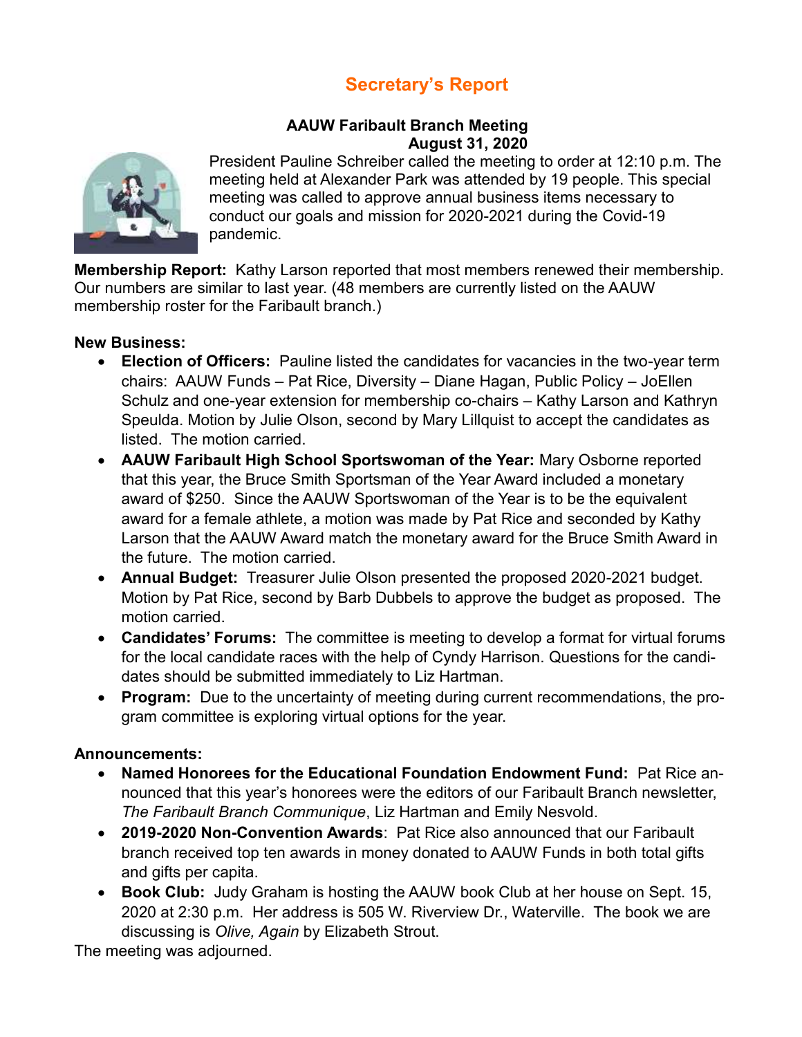# Secretary's Report

**AAUW Faribault Branch Meeting**
**August 31, 2020**

President Pauline Schreiber called the meeting to order at 12:10 p.m. The meeting held at Alexander Park was attended by 19 people. This special meeting was called to approve annual business items necessary to conduct our goals and mission for 2020-2021 during the Covid-19 pandemic.

**Membership Report:** Kathy Larson reported that most members renewed their membership. Our numbers are similar to last year. (48 members are currently listed on the AAUW membership roster for the Faribault branch.)

**New Business:**

- **Election of Officers:** Pauline listed the candidates for vacancies in the two-year term chairs: AAUW Funds – Pat Rice, Diversity – Diane Hagan, Public Policy – JoEllen Schulz and one-year extension for membership co-chairs – Kathy Larson and Kathryn Speulda. Motion by Julie Olson, second by Mary Lillquist to accept the candidates as listed. The motion carried.
- **AAUW Faribault High School Sportswoman of the Year:** Mary Osborne reported that this year, the Bruce Smith Sportsman of the Year Award included a monetary award of $250. Since the AAUW Sportswoman of the Year is to be the equivalent award for a female athlete, a motion was made by Pat Rice and seconded by Kathy Larson that the AAUW Award match the monetary award for the Bruce Smith Award in the future. The motion carried.
- **Annual Budget:** Treasurer Julie Olson presented the proposed 2020-2021 budget. Motion by Pat Rice, second by Barb Dubbels to approve the budget as proposed. The motion carried.
- **Candidates' Forums:** The committee is meeting to develop a format for virtual forums for the local candidate races with the help of Cyndy Harrison. Questions for the candidates should be submitted immediately to Liz Hartman.
- **Program:** Due to the uncertainty of meeting during current recommendations, the program committee is exploring virtual options for the year.

**Announcements:**

- **Named Honorees for the Educational Foundation Endowment Fund:** Pat Rice announced that this year's honorees were the editors of our Faribault Branch newsletter, *The Faribault Branch Communique*, Liz Hartman and Emily Nesvold.
- **2019-2020 Non-Convention Awards**: Pat Rice also announced that our Faribault branch received top ten awards in money donated to AAUW Funds in both total gifts and gifts per capita.
- **Book Club:** Judy Graham is hosting the AAUW book Club at her house on Sept. 15, 2020 at 2:30 p.m. Her address is 505 W. Riverview Dr., Waterville. The book we are discussing is *Olive, Again* by Elizabeth Strout.

The meeting was adjourned.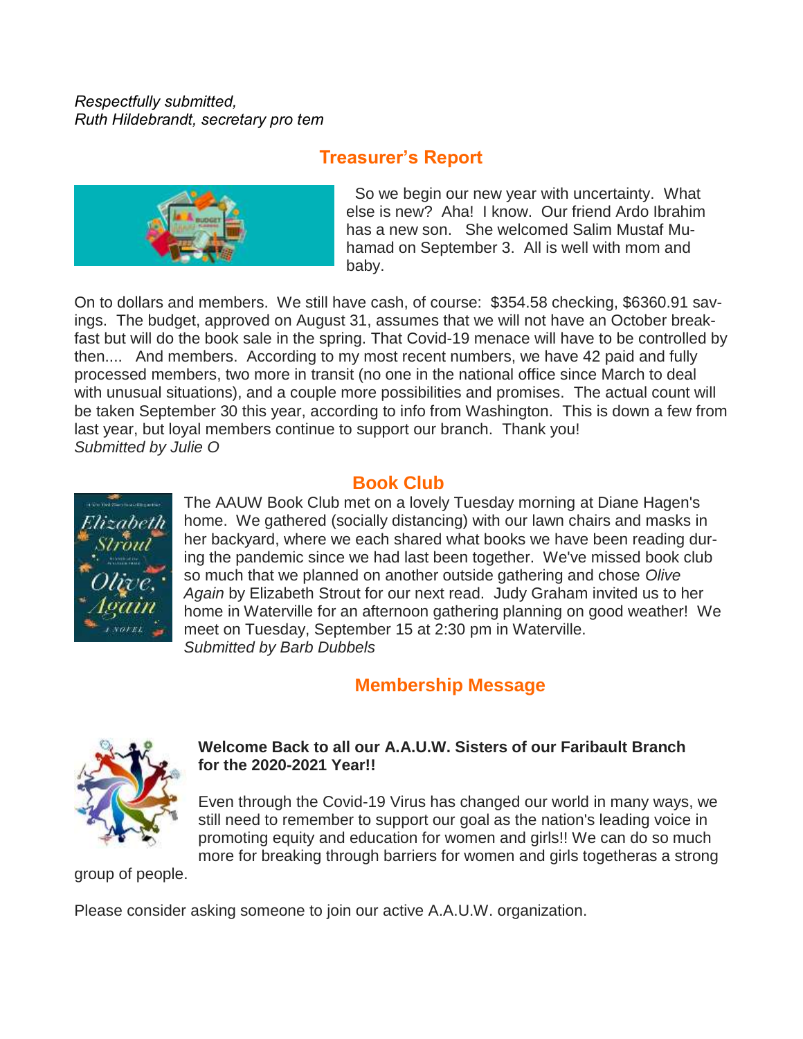*Respectfully submitted,*
*Ruth Hildebrandt, secretary pro tem*

## Treasurer's Report

So we begin our new year with uncertainty. What else is new? Aha! I know. Our friend Ardo Ibrahim has a new son. She welcomed Salim Mustaf Muhamad on September 3. All is well with mom and baby.

On to dollars and members. We still have cash, of course: $354.58 checking, $6360.91 savings. The budget, approved on August 31, assumes that we will not have an October breakfast but will do the book sale in the spring. That Covid-19 menace will have to be controlled by then.... And members. According to my most recent numbers, we have 42 paid and fully processed members, two more in transit (no one in the national office since March to deal with unusual situations), and a couple more possibilities and promises. The actual count will be taken September 30 this year, according to info from Washington. This is down a few from last year, but loyal members continue to support our branch. Thank you!
*Submitted by Julie O*

## Book Club

The AAUW Book Club met on a lovely Tuesday morning at Diane Hagen's home. We gathered (socially distancing) with our lawn chairs and masks in her backyard, where we each shared what books we have been reading during the pandemic since we had last been together. We've missed book club so much that we planned on another outside gathering and chose *Olive Again* by Elizabeth Strout for our next read. Judy Graham invited us to her home in Waterville for an afternoon gathering planning on good weather! We meet on Tuesday, September 15 at 2:30 pm in Waterville.
*Submitted by Barb Dubbels*

## Membership Message

**Welcome Back to all our A.A.U.W. Sisters of our Faribault Branch for the 2020-2021 Year!!**

Even through the Covid-19 Virus has changed our world in many ways, we still need to remember to support our goal as the nation's leading voice in promoting equity and education for women and girls!! We can do so much more for breaking through barriers for women and girls togetheras a strong group of people.

Please consider asking someone to join our active A.A.U.W. organization.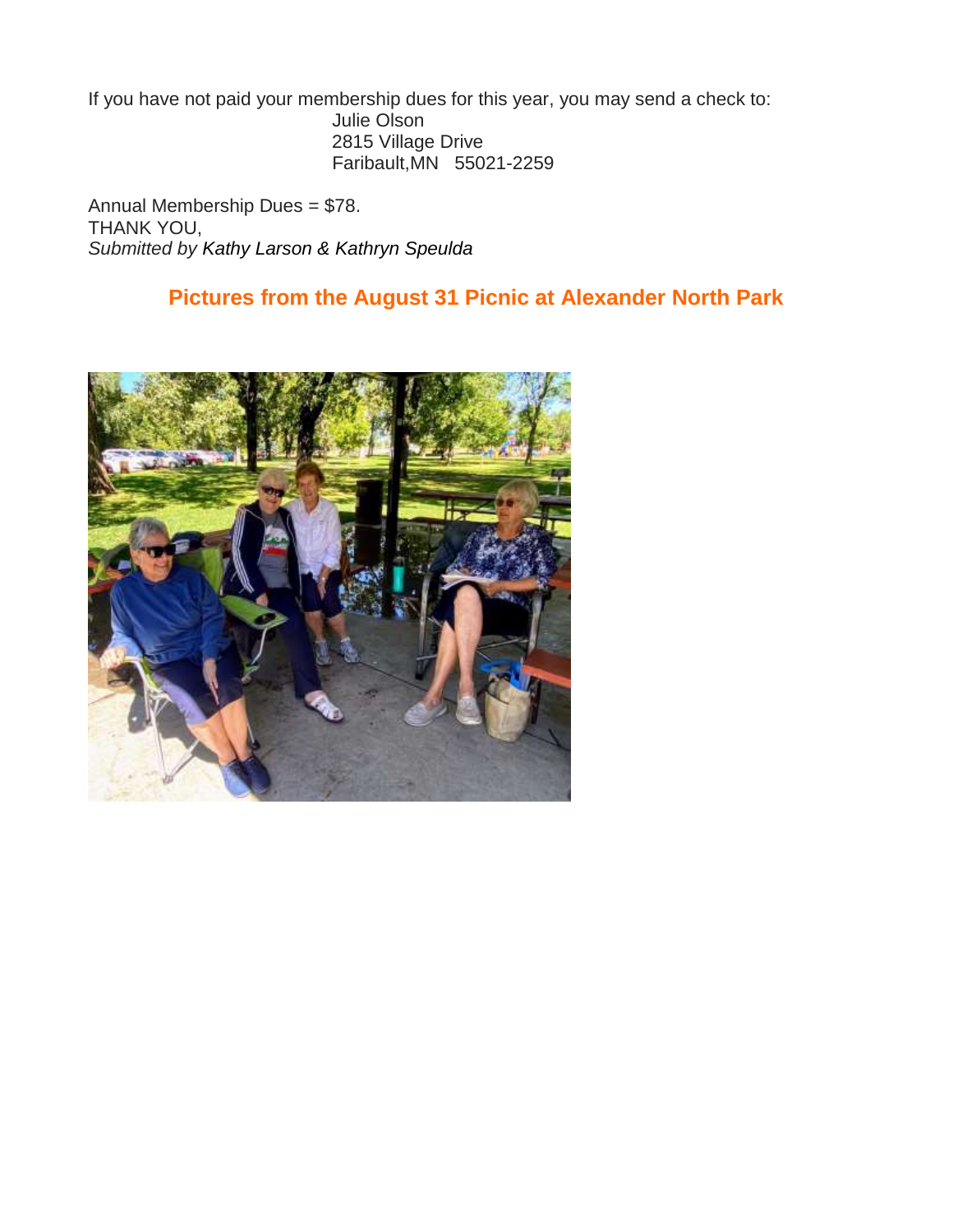If you have not paid your membership dues for this year, you may send a check to:

Julie Olson
2815 Village Drive
Faribault,MN   55021-2259

Annual Membership Dues = $78.
THANK YOU,
*Submitted by Kathy Larson & Kathryn Speulda*

## Pictures from the August 31 Picnic at Alexander North Park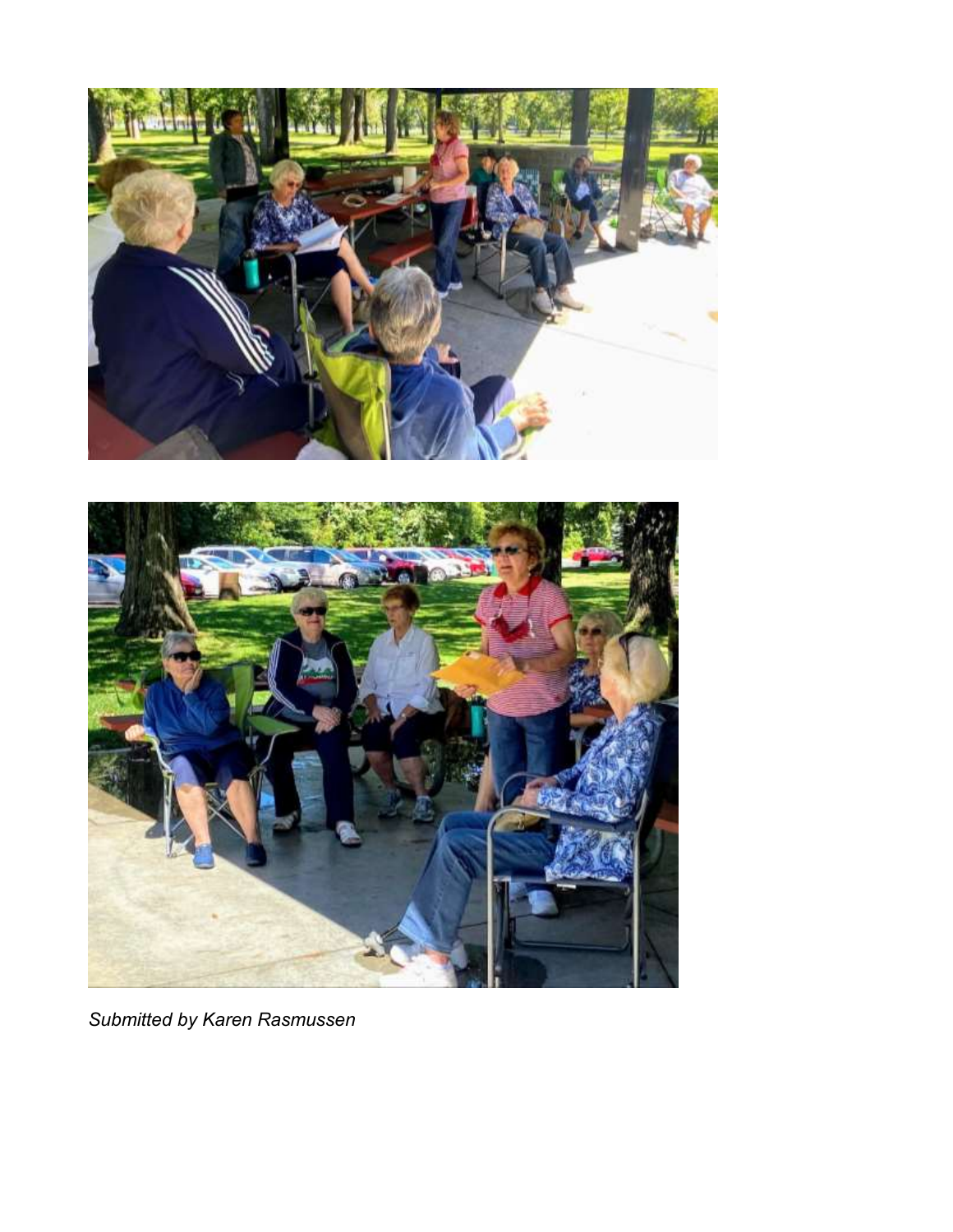*Submitted by Karen Rasmussen*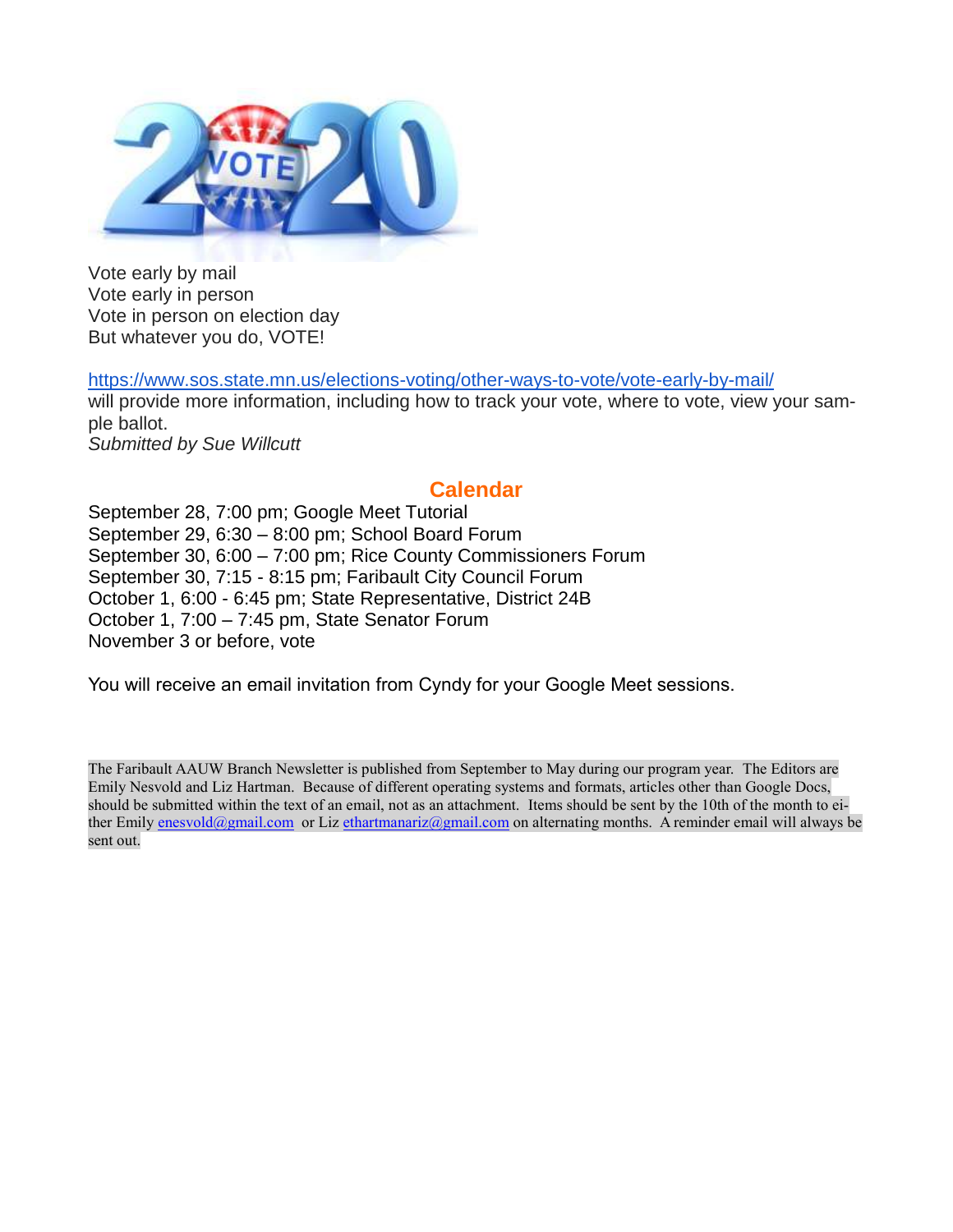Vote early by mail
Vote early in person
Vote in person on election day
But whatever you do, VOTE!

https://www.sos.state.mn.us/elections-voting/other-ways-to-vote/vote-early-by-mail/ will provide more information, including how to track your vote, where to vote, view your sample ballot.

*Submitted by Sue Willcutt*

## Calendar

September 28, 7:00 pm; Google Meet Tutorial
September 29, 6:30 – 8:00 pm; School Board Forum
September 30, 6:00 – 7:00 pm; Rice County Commissioners Forum
September 30, 7:15 - 8:15 pm; Faribault City Council Forum
October 1, 6:00 - 6:45 pm; State Representative, District 24B
October 1, 7:00 – 7:45 pm, State Senator Forum
November 3 or before, vote

You will receive an email invitation from Cyndy for your Google Meet sessions.

The Faribault AAUW Branch Newsletter is published from September to May during our program year. The Editors are Emily Nesvold and Liz Hartman. Because of different operating systems and formats, articles other than Google Docs, should be submitted within the text of an email, not as an attachment. Items should be sent by the 10th of the month to either Emily enesvold@gmail.com or Liz ethartmanariz@gmail.com on alternating months. A reminder email will always be sent out.